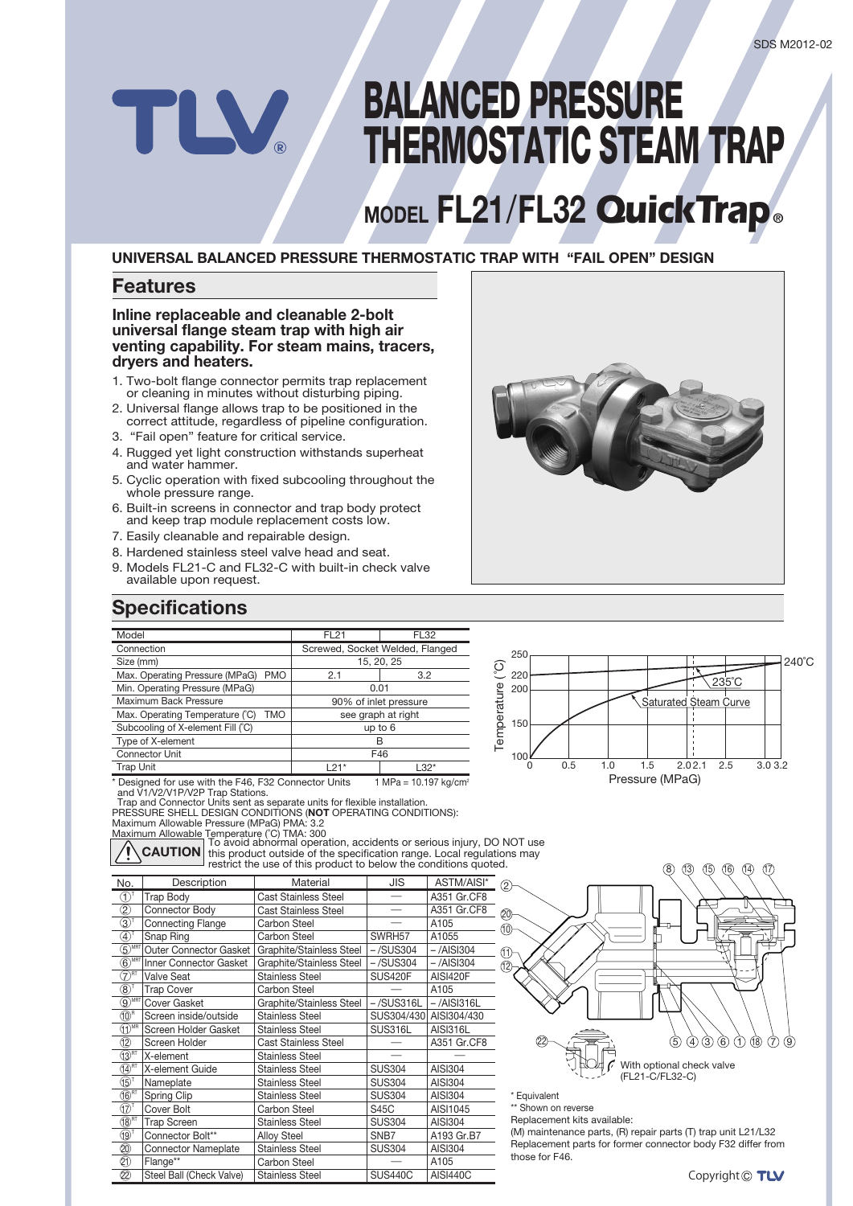# BALANCED PRESSURE THERMOSTATIC STEAM TRAP

## MODEL FL21/FL32 QuickTrap®

**UNIVERSAL BALANCED PRESSURE THERMOSTATIC TRAP WITH "FAIL OPEN" DESIGN**

## Features

### Inline replaceable and cleanable 2-bolt universal flange steam trap with high air venting capability. For steam mains, tracers, dryers and heaters.

1. Two-bolt flange connector permits trap replacement or cleaning in minutes without disturbing piping.
2. Universal flange allows trap to be positioned in the correct attitude, regardless of pipeline configuration.
3. "Fail open" feature for critical service.
4. Rugged yet light construction withstands superheat and water hammer.
5. Cyclic operation with fixed subcooling throughout the whole pressure range.
6. Built-in screens in connector and trap body protect and keep trap module replacement costs low.
7. Easily cleanable and repairable design.
8. Hardened stainless steel valve head and seat.
9. Models FL21-C and FL32-C with built-in check valve available upon request.

## Specifications

| Model | FL21 | FL32 |
|---|---|---|
| Connection | Screwed, Socket Welded, Flanged | |
| Size (mm) | 15, 20, 25 | |
| Max. Operating Pressure (MPaG) PMO | 2.1 | 3.2 |
| Min. Operating Pressure (MPaG) | 0.01 | |
| Maximum Back Pressure | 90% of inlet pressure | |
| Max. Operating Temperature (°C) TMO | see graph at right | |
| Subcooling of X-element Fill (°C) | up to 6 | |
| Type of X-element | B | |
| Connector Unit | F46 | |
| Trap Unit | L21* | L32* |

\* Designed for use with the F46, F32 Connector Units and V1/V2/V1P/V2P Trap Stations.
Trap and Connector Units sent as separate units for flexible installation.

1 MPa = 10.197 kg/cm²

PRESSURE SHELL DESIGN CONDITIONS (**NOT** OPERATING CONDITIONS):
Maximum Allowable Pressure (MPaG) PMA: 3.2
Maximum Allowable Temperature (°C) TMA: 300

Graph: Temperature (°C) vs. Pressure (MPaG) — Saturated Steam Curve; limits 235°C (at 2.1 MPaG) and 240°C (at 3.2 MPaG).

**⚠ CAUTION** To avoid abnormal operation, accidents or serious injury, DO NOT use this product outside of the specification range. Local regulations may restrict the use of this product to below the conditions quoted.

| No. | Description | Material | JIS | ASTM/AISI* |
|---|---|---|---|---|
| ① T | Trap Body | Cast Stainless Steel | — | A351 Gr.CF8 |
| ② | Connector Body | Cast Stainless Steel | — | A351 Gr.CF8 |
| ③ T | Connecting Flange | Carbon Steel | — | A105 |
| ④ T | Snap Ring | Carbon Steel | SWRH57 | A1055 |
| ⑤ MRT | Outer Connector Gasket | Graphite/Stainless Steel | – /SUS304 | – /AISI304 |
| ⑥ MRT | Inner Connector Gasket | Graphite/Stainless Steel | – /SUS304 | – /AISI304 |
| ⑦ RT | Valve Seat | Stainless Steel | SUS420F | AISI420F |
| ⑧ T | Trap Cover | Carbon Steel | — | A105 |
| ⑨ MRT | Cover Gasket | Graphite/Stainless Steel | – /SUS316L | – /AISI316L |
| ⑩ R | Screen inside/outside | Stainless Steel | SUS304/430 | AISI304/430 |
| ⑪ MR | Screen Holder Gasket | Stainless Steel | SUS316L | AISI316L |
| ⑫ | Screen Holder | Cast Stainless Steel | — | A351 Gr.CF8 |
| ⑬ RT | X-element | Stainless Steel | — | — |
| ⑭ RT | X-element Guide | Stainless Steel | SUS304 | AISI304 |
| ⑮ T | Nameplate | Stainless Steel | SUS304 | AISI304 |
| ⑯ RT | Spring Clip | Stainless Steel | SUS304 | AISI304 |
| ⑰ T | Cover Bolt | Carbon Steel | S45C | AISI1045 |
| ⑱ RT | Trap Screen | Stainless Steel | SUS304 | AISI304 |
| ⑲ T | Connector Bolt** | Alloy Steel | SNB7 | A193 Gr.B7 |
| ⑳ | Connector Nameplate | Stainless Steel | SUS304 | AISI304 |
| ㉑ | Flange** | Carbon Steel | — | A105 |
| ㉒ | Steel Ball (Check Valve) | Stainless Steel | SUS440C | AISI440C |

With optional check valve (FL21-C/FL32-C)

\* Equivalent
\*\* Shown on reverse
Replacement kits available:
(M) maintenance parts, (R) repair parts (T) trap unit L21/L32
Replacement parts for former connector body F32 differ from those for F46.

Copyright © TLV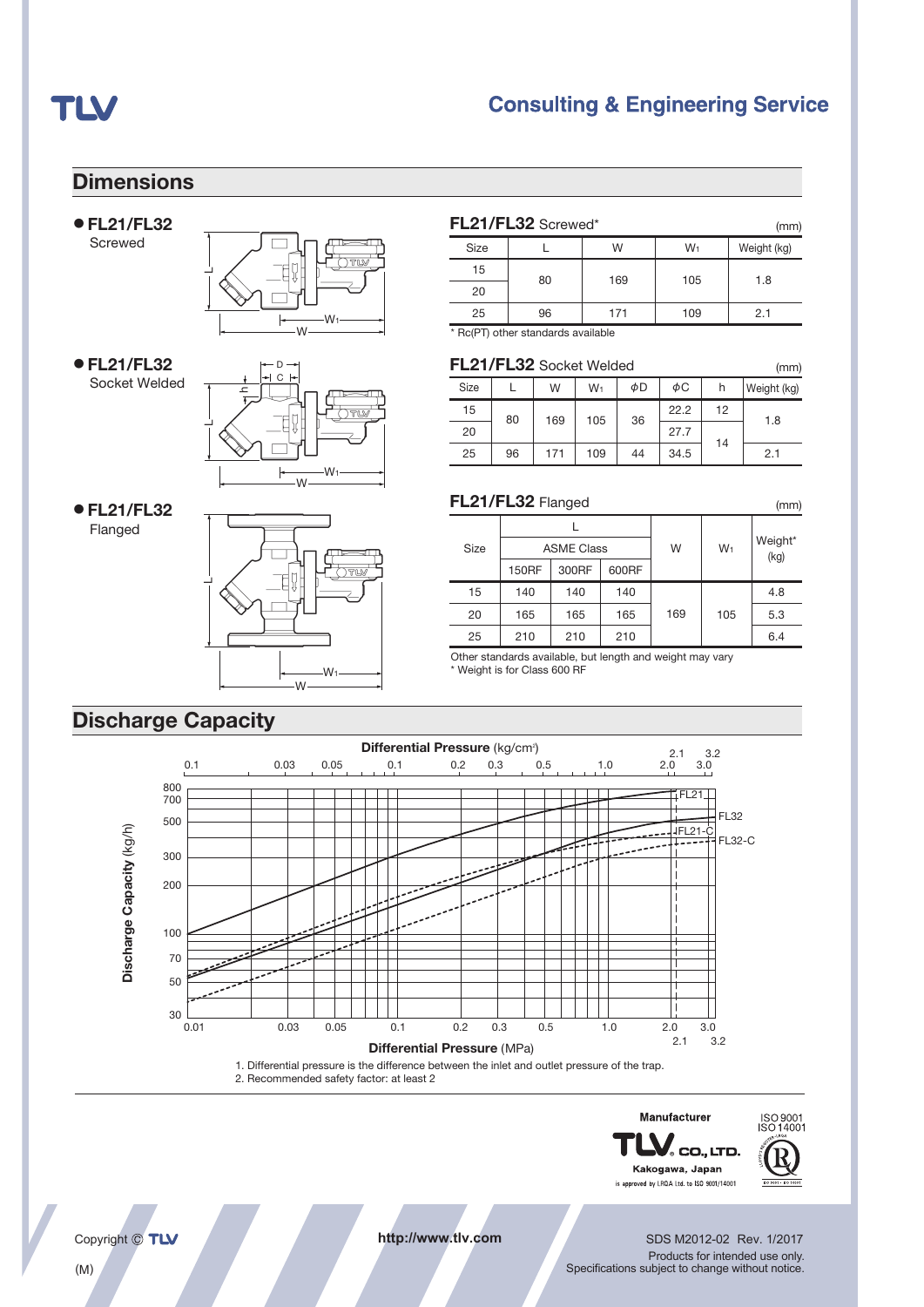## Dimensions

● **FL21/FL32**
Screwed

L
W
$W_1$

**FL21/FL32** Screwed* (mm)

| Size | L | W | $W_1$ | Weight (kg) |
|---|---|---|---|---|
| 15 | 80 | 169 | 105 | 1.8 |
| 20 | | | | |
| 25 | 96 | 171 | 109 | 2.1 |

* Rc(PT) other standards available

● **FL21/FL32**
Socket Welded

D
C
h
L
W
$W_1$

**FL21/FL32** Socket Welded (mm)

| Size | L | W | $W_1$ | ϕD | ϕC | h | Weight (kg) |
|---|---|---|---|---|---|---|---|
| 15 | 80 | 169 | 105 | 36 | 22.2 | 12 | 1.8 |
| 20 | | | | | 27.7 | 14 | |
| 25 | 96 | 171 | 109 | 44 | 34.5 | | 2.1 |

● **FL21/FL32**
Flanged

L
W
$W_1$

**FL21/FL32** Flanged (mm)

| Size | L | | | W | $W_1$ | Weight* (kg) |
|---|---|---|---|---|---|---|
| | ASME Class | | | | | |
| | 150RF | 300RF | 600RF | | | |
| 15 | 140 | 140 | 140 | 169 | 105 | 4.8 |
| 20 | 165 | 165 | 165 | | | 5.3 |
| 25 | 210 | 210 | 210 | | | 6.4 |

Other standards available, but length and weight may vary
* Weight is for Class 600 RF

## Discharge Capacity

Differential Pressure (kg/cm²)
0.1 0.03 0.05 0.1 0.2 0.3 0.5 1.0 2.0 2.1 3.0 3.2

Discharge Capacity (kg/h)
800 700 500 300 200 100 70 50 30

FL21
FL32
FL21-C
FL32-C

0.01 0.03 0.05 0.1 0.2 0.3 0.5 1.0 2.0 2.1 3.0 3.2
Differential Pressure (MPa)

1. Differential pressure is the difference between the inlet and outlet pressure of the trap.
2. Recommended safety factor: at least 2

Manufacturer
TLV CO., LTD.
Kakogawa, Japan
is approved by LRQA Ltd. to ISO 9001/14001

ISO 9001
ISO 14001

Copyright © TLV

http://www.tlv.com

SDS M2012-02 Rev. 1/2017
Products for intended use only.
Specifications subject to change without notice.

(M)